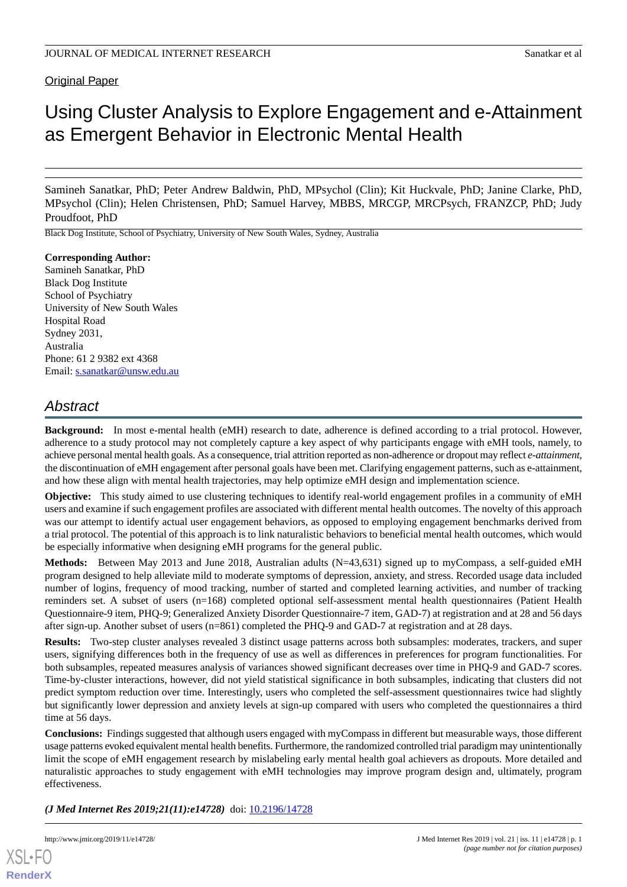Original Paper

# Using Cluster Analysis to Explore Engagement and e-Attainment as Emergent Behavior in Electronic Mental Health

Samineh Sanatkar, PhD; Peter Andrew Baldwin, PhD, MPsychol (Clin); Kit Huckvale, PhD; Janine Clarke, PhD, MPsychol (Clin); Helen Christensen, PhD; Samuel Harvey, MBBS, MRCGP, MRCPsych, FRANZCP, PhD; Judy Proudfoot, PhD

Black Dog Institute, School of Psychiatry, University of New South Wales, Sydney, Australia

**Corresponding Author:**
Samineh Sanatkar, PhD
Black Dog Institute
School of Psychiatry
University of New South Wales
Hospital Road
Sydney 2031,
Australia
Phone: 61 2 9382 ext 4368
Email: s.sanatkar@unsw.edu.au

## Abstract

**Background:** In most e-mental health (eMH) research to date, adherence is defined according to a trial protocol. However, adherence to a study protocol may not completely capture a key aspect of why participants engage with eMH tools, namely, to achieve personal mental health goals. As a consequence, trial attrition reported as non-adherence or dropout may reflect *e-attainment*, the discontinuation of eMH engagement after personal goals have been met. Clarifying engagement patterns, such as e-attainment, and how these align with mental health trajectories, may help optimize eMH design and implementation science.

**Objective:** This study aimed to use clustering techniques to identify real-world engagement profiles in a community of eMH users and examine if such engagement profiles are associated with different mental health outcomes. The novelty of this approach was our attempt to identify actual user engagement behaviors, as opposed to employing engagement benchmarks derived from a trial protocol. The potential of this approach is to link naturalistic behaviors to beneficial mental health outcomes, which would be especially informative when designing eMH programs for the general public.

**Methods:** Between May 2013 and June 2018, Australian adults (N=43,631) signed up to myCompass, a self-guided eMH program designed to help alleviate mild to moderate symptoms of depression, anxiety, and stress. Recorded usage data included number of logins, frequency of mood tracking, number of started and completed learning activities, and number of tracking reminders set. A subset of users (n=168) completed optional self-assessment mental health questionnaires (Patient Health Questionnaire-9 item, PHQ-9; Generalized Anxiety Disorder Questionnaire-7 item, GAD-7) at registration and at 28 and 56 days after sign-up. Another subset of users (n=861) completed the PHQ-9 and GAD-7 at registration and at 28 days.

**Results:** Two-step cluster analyses revealed 3 distinct usage patterns across both subsamples: moderates, trackers, and super users, signifying differences both in the frequency of use as well as differences in preferences for program functionalities. For both subsamples, repeated measures analysis of variances showed significant decreases over time in PHQ-9 and GAD-7 scores. Time-by-cluster interactions, however, did not yield statistical significance in both subsamples, indicating that clusters did not predict symptom reduction over time. Interestingly, users who completed the self-assessment questionnaires twice had slightly but significantly lower depression and anxiety levels at sign-up compared with users who completed the questionnaires a third time at 56 days.

**Conclusions:** Findings suggested that although users engaged with myCompass in different but measurable ways, those different usage patterns evoked equivalent mental health benefits. Furthermore, the randomized controlled trial paradigm may unintentionally limit the scope of eMH engagement research by mislabeling early mental health goal achievers as dropouts. More detailed and naturalistic approaches to study engagement with eMH technologies may improve program design and, ultimately, program effectiveness.

***(J Med Internet Res 2019;21(11):e14728)*** doi: 10.2196/14728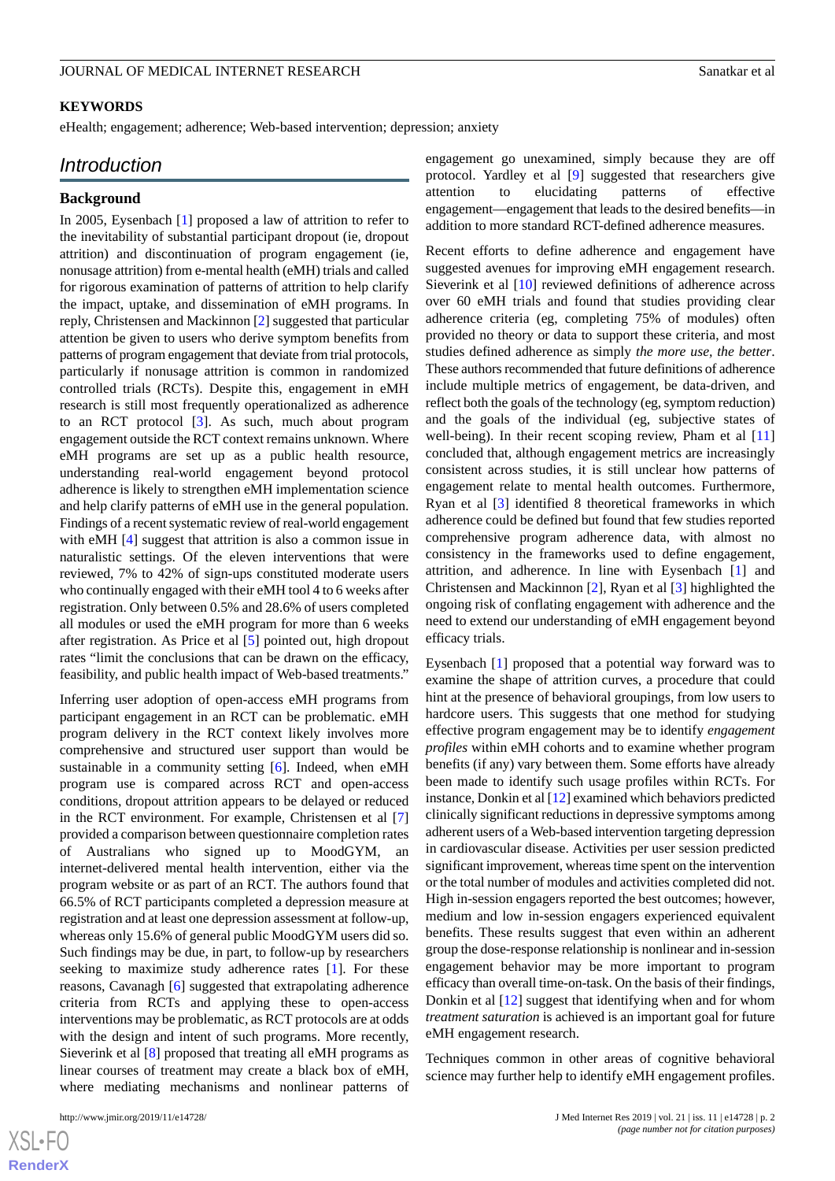**KEYWORDS**

eHealth; engagement; adherence; Web-based intervention; depression; anxiety

## Introduction

### Background

In 2005, Eysenbach [1] proposed a law of attrition to refer to the inevitability of substantial participant dropout (ie, dropout attrition) and discontinuation of program engagement (ie, nonusage attrition) from e-mental health (eMH) trials and called for rigorous examination of patterns of attrition to help clarify the impact, uptake, and dissemination of eMH programs. In reply, Christensen and Mackinnon [2] suggested that particular attention be given to users who derive symptom benefits from patterns of program engagement that deviate from trial protocols, particularly if nonusage attrition is common in randomized controlled trials (RCTs). Despite this, engagement in eMH research is still most frequently operationalized as adherence to an RCT protocol [3]. As such, much about program engagement outside the RCT context remains unknown. Where eMH programs are set up as a public health resource, understanding real-world engagement beyond protocol adherence is likely to strengthen eMH implementation science and help clarify patterns of eMH use in the general population. Findings of a recent systematic review of real-world engagement with eMH [4] suggest that attrition is also a common issue in naturalistic settings. Of the eleven interventions that were reviewed, 7% to 42% of sign-ups constituted moderate users who continually engaged with their eMH tool 4 to 6 weeks after registration. Only between 0.5% and 28.6% of users completed all modules or used the eMH program for more than 6 weeks after registration. As Price et al [5] pointed out, high dropout rates "limit the conclusions that can be drawn on the efficacy, feasibility, and public health impact of Web-based treatments."

Inferring user adoption of open-access eMH programs from participant engagement in an RCT can be problematic. eMH program delivery in the RCT context likely involves more comprehensive and structured user support than would be sustainable in a community setting [6]. Indeed, when eMH program use is compared across RCT and open-access conditions, dropout attrition appears to be delayed or reduced in the RCT environment. For example, Christensen et al [7] provided a comparison between questionnaire completion rates of Australians who signed up to MoodGYM, an internet-delivered mental health intervention, either via the program website or as part of an RCT. The authors found that 66.5% of RCT participants completed a depression measure at registration and at least one depression assessment at follow-up, whereas only 15.6% of general public MoodGYM users did so. Such findings may be due, in part, to follow-up by researchers seeking to maximize study adherence rates [1]. For these reasons, Cavanagh [6] suggested that extrapolating adherence criteria from RCTs and applying these to open-access interventions may be problematic, as RCT protocols are at odds with the design and intent of such programs. More recently, Sieverink et al [8] proposed that treating all eMH programs as linear courses of treatment may create a black box of eMH, where mediating mechanisms and nonlinear patterns of engagement go unexamined, simply because they are off protocol. Yardley et al [9] suggested that researchers give attention to elucidating patterns of effective engagement—engagement that leads to the desired benefits—in addition to more standard RCT-defined adherence measures.

Recent efforts to define adherence and engagement have suggested avenues for improving eMH engagement research. Sieverink et al [10] reviewed definitions of adherence across over 60 eMH trials and found that studies providing clear adherence criteria (eg, completing 75% of modules) often provided no theory or data to support these criteria, and most studies defined adherence as simply *the more use, the better*. These authors recommended that future definitions of adherence include multiple metrics of engagement, be data-driven, and reflect both the goals of the technology (eg, symptom reduction) and the goals of the individual (eg, subjective states of well-being). In their recent scoping review, Pham et al [11] concluded that, although engagement metrics are increasingly consistent across studies, it is still unclear how patterns of engagement relate to mental health outcomes. Furthermore, Ryan et al [3] identified 8 theoretical frameworks in which adherence could be defined but found that few studies reported comprehensive program adherence data, with almost no consistency in the frameworks used to define engagement, attrition, and adherence. In line with Eysenbach [1] and Christensen and Mackinnon [2], Ryan et al [3] highlighted the ongoing risk of conflating engagement with adherence and the need to extend our understanding of eMH engagement beyond efficacy trials.

Eysenbach [1] proposed that a potential way forward was to examine the shape of attrition curves, a procedure that could hint at the presence of behavioral groupings, from low users to hardcore users. This suggests that one method for studying effective program engagement may be to identify *engagement profiles* within eMH cohorts and to examine whether program benefits (if any) vary between them. Some efforts have already been made to identify such usage profiles within RCTs. For instance, Donkin et al [12] examined which behaviors predicted clinically significant reductions in depressive symptoms among adherent users of a Web-based intervention targeting depression in cardiovascular disease. Activities per user session predicted significant improvement, whereas time spent on the intervention or the total number of modules and activities completed did not. High in-session engagers reported the best outcomes; however, medium and low in-session engagers experienced equivalent benefits. These results suggest that even within an adherent group the dose-response relationship is nonlinear and in-session engagement behavior may be more important to program efficacy than overall time-on-task. On the basis of their findings, Donkin et al [12] suggest that identifying when and for whom *treatment saturation* is achieved is an important goal for future eMH engagement research.

Techniques common in other areas of cognitive behavioral science may further help to identify eMH engagement profiles.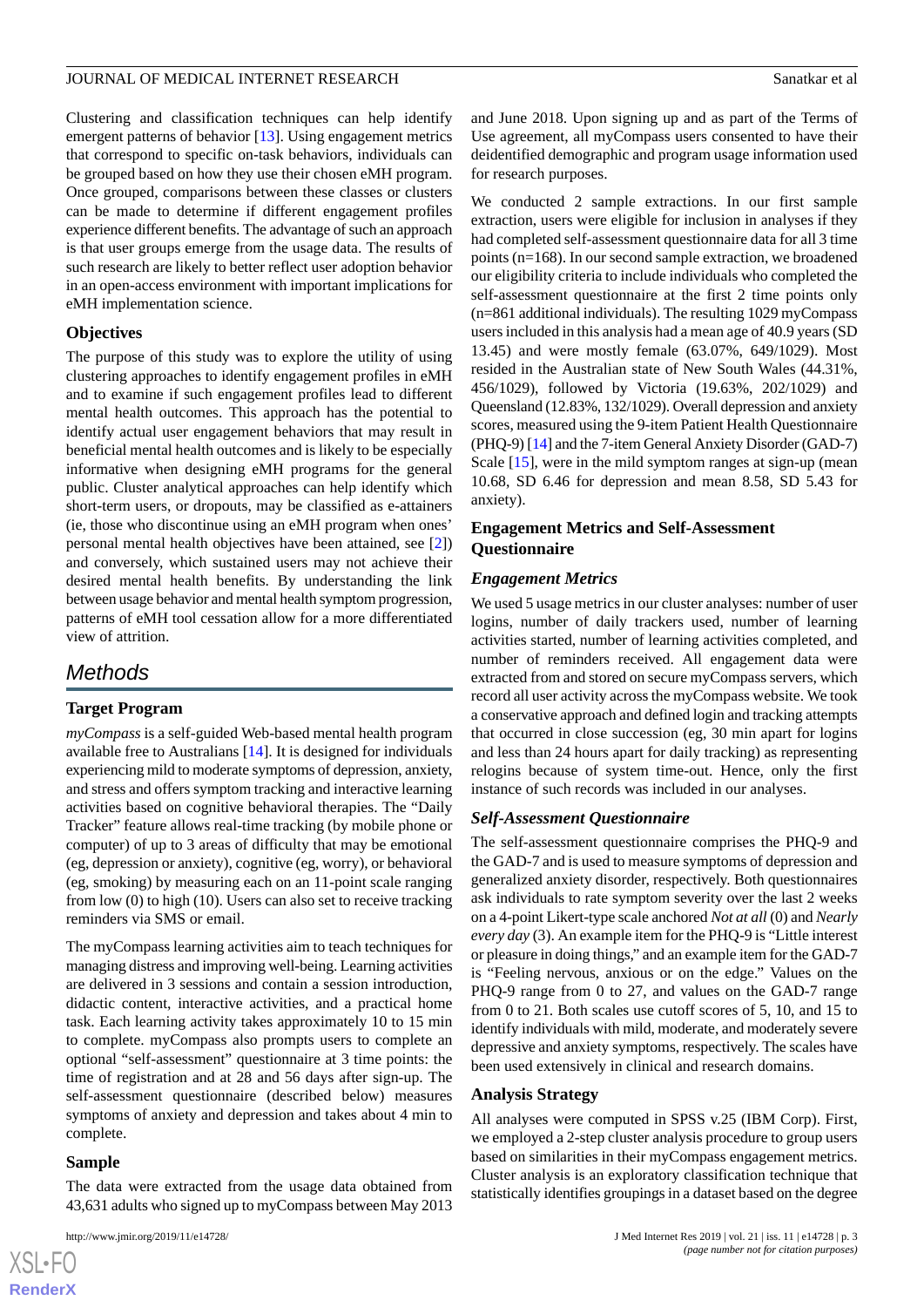Clustering and classification techniques can help identify emergent patterns of behavior [13]. Using engagement metrics that correspond to specific on-task behaviors, individuals can be grouped based on how they use their chosen eMH program. Once grouped, comparisons between these classes or clusters can be made to determine if different engagement profiles experience different benefits. The advantage of such an approach is that user groups emerge from the usage data. The results of such research are likely to better reflect user adoption behavior in an open-access environment with important implications for eMH implementation science.

### Objectives

The purpose of this study was to explore the utility of using clustering approaches to identify engagement profiles in eMH and to examine if such engagement profiles lead to different mental health outcomes. This approach has the potential to identify actual user engagement behaviors that may result in beneficial mental health outcomes and is likely to be especially informative when designing eMH programs for the general public. Cluster analytical approaches can help identify which short-term users, or dropouts, may be classified as e-attainers (ie, those who discontinue using an eMH program when ones' personal mental health objectives have been attained, see [2]) and conversely, which sustained users may not achieve their desired mental health benefits. By understanding the link between usage behavior and mental health symptom progression, patterns of eMH tool cessation allow for a more differentiated view of attrition.

## Methods

### Target Program

*myCompass* is a self-guided Web-based mental health program available free to Australians [14]. It is designed for individuals experiencing mild to moderate symptoms of depression, anxiety, and stress and offers symptom tracking and interactive learning activities based on cognitive behavioral therapies. The "Daily Tracker" feature allows real-time tracking (by mobile phone or computer) of up to 3 areas of difficulty that may be emotional (eg, depression or anxiety), cognitive (eg, worry), or behavioral (eg, smoking) by measuring each on an 11-point scale ranging from low (0) to high (10). Users can also set to receive tracking reminders via SMS or email.

The myCompass learning activities aim to teach techniques for managing distress and improving well-being. Learning activities are delivered in 3 sessions and contain a session introduction, didactic content, interactive activities, and a practical home task. Each learning activity takes approximately 10 to 15 min to complete. myCompass also prompts users to complete an optional "self-assessment" questionnaire at 3 time points: the time of registration and at 28 and 56 days after sign-up. The self-assessment questionnaire (described below) measures symptoms of anxiety and depression and takes about 4 min to complete.

### Sample

The data were extracted from the usage data obtained from 43,631 adults who signed up to myCompass between May 2013 and June 2018. Upon signing up and as part of the Terms of Use agreement, all myCompass users consented to have their deidentified demographic and program usage information used for research purposes.

We conducted 2 sample extractions. In our first sample extraction, users were eligible for inclusion in analyses if they had completed self-assessment questionnaire data for all 3 time points (n=168). In our second sample extraction, we broadened our eligibility criteria to include individuals who completed the self-assessment questionnaire at the first 2 time points only (n=861 additional individuals). The resulting 1029 myCompass users included in this analysis had a mean age of 40.9 years (SD 13.45) and were mostly female (63.07%, 649/1029). Most resided in the Australian state of New South Wales (44.31%, 456/1029), followed by Victoria (19.63%, 202/1029) and Queensland (12.83%, 132/1029). Overall depression and anxiety scores, measured using the 9-item Patient Health Questionnaire (PHQ-9) [14] and the 7-item General Anxiety Disorder (GAD-7) Scale [15], were in the mild symptom ranges at sign-up (mean 10.68, SD 6.46 for depression and mean 8.58, SD 5.43 for anxiety).

### Engagement Metrics and Self-Assessment Questionnaire

#### Engagement Metrics

We used 5 usage metrics in our cluster analyses: number of user logins, number of daily trackers used, number of learning activities started, number of learning activities completed, and number of reminders received. All engagement data were extracted from and stored on secure myCompass servers, which record all user activity across the myCompass website. We took a conservative approach and defined login and tracking attempts that occurred in close succession (eg, 30 min apart for logins and less than 24 hours apart for daily tracking) as representing relogins because of system time-out. Hence, only the first instance of such records was included in our analyses.

#### Self-Assessment Questionnaire

The self-assessment questionnaire comprises the PHQ-9 and the GAD-7 and is used to measure symptoms of depression and generalized anxiety disorder, respectively. Both questionnaires ask individuals to rate symptom severity over the last 2 weeks on a 4-point Likert-type scale anchored *Not at all* (0) and *Nearly every day* (3). An example item for the PHQ-9 is "Little interest or pleasure in doing things," and an example item for the GAD-7 is "Feeling nervous, anxious or on the edge." Values on the PHQ-9 range from 0 to 27, and values on the GAD-7 range from 0 to 21. Both scales use cutoff scores of 5, 10, and 15 to identify individuals with mild, moderate, and moderately severe depressive and anxiety symptoms, respectively. The scales have been used extensively in clinical and research domains.

### Analysis Strategy

All analyses were computed in SPSS v.25 (IBM Corp). First, we employed a 2-step cluster analysis procedure to group users based on similarities in their myCompass engagement metrics. Cluster analysis is an exploratory classification technique that statistically identifies groupings in a dataset based on the degree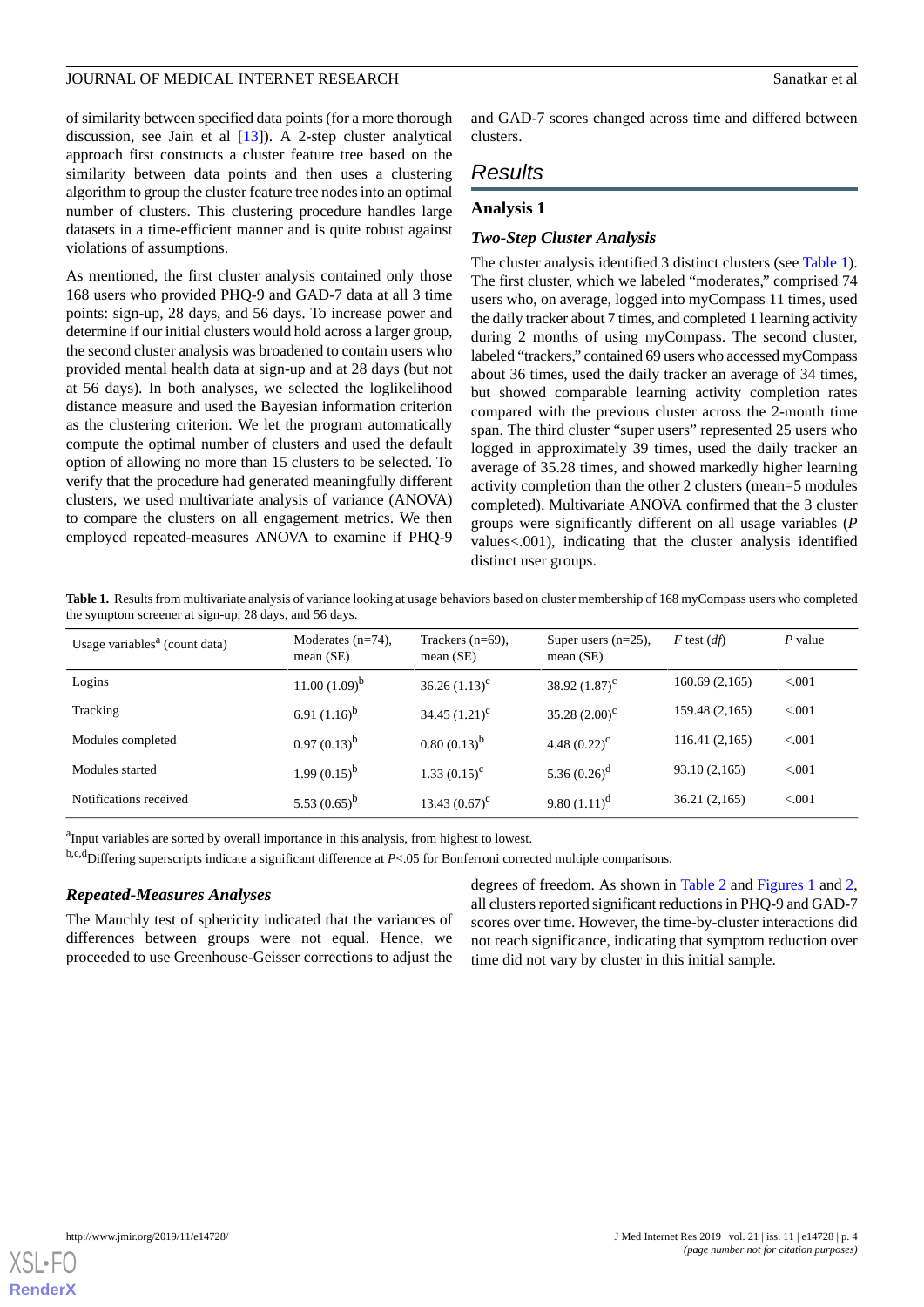of similarity between specified data points (for a more thorough discussion, see Jain et al [13]). A 2-step cluster analytical approach first constructs a cluster feature tree based on the similarity between data points and then uses a clustering algorithm to group the cluster feature tree nodes into an optimal number of clusters. This clustering procedure handles large datasets in a time-efficient manner and is quite robust against violations of assumptions.

As mentioned, the first cluster analysis contained only those 168 users who provided PHQ-9 and GAD-7 data at all 3 time points: sign-up, 28 days, and 56 days. To increase power and determine if our initial clusters would hold across a larger group, the second cluster analysis was broadened to contain users who provided mental health data at sign-up and at 28 days (but not at 56 days). In both analyses, we selected the loglikelihood distance measure and used the Bayesian information criterion as the clustering criterion. We let the program automatically compute the optimal number of clusters and used the default option of allowing no more than 15 clusters to be selected. To verify that the procedure had generated meaningfully different clusters, we used multivariate analysis of variance (ANOVA) to compare the clusters on all engagement metrics. We then employed repeated-measures ANOVA to examine if PHQ-9 and GAD-7 scores changed across time and differed between clusters.

# Results

## Analysis 1

### Two-Step Cluster Analysis

The cluster analysis identified 3 distinct clusters (see Table 1). The first cluster, which we labeled "moderates," comprised 74 users who, on average, logged into myCompass 11 times, used the daily tracker about 7 times, and completed 1 learning activity during 2 months of using myCompass. The second cluster, labeled "trackers," contained 69 users who accessed myCompass about 36 times, used the daily tracker an average of 34 times, but showed comparable learning activity completion rates compared with the previous cluster across the 2-month time span. The third cluster "super users" represented 25 users who logged in approximately 39 times, used the daily tracker an average of 35.28 times, and showed markedly higher learning activity completion than the other 2 clusters (mean=5 modules completed). Multivariate ANOVA confirmed that the 3 cluster groups were significantly different on all usage variables (*P* values<.001), indicating that the cluster analysis identified distinct user groups.

**Table 1.** Results from multivariate analysis of variance looking at usage behaviors based on cluster membership of 168 myCompass users who completed the symptom screener at sign-up, 28 days, and 56 days.

| Usage variables[a] (count data) | Moderates (n=74), mean (SE) | Trackers (n=69), mean (SE) | Super users (n=25), mean (SE) | *F* test (*df*) | *P* value |
|---|---|---|---|---|---|
| Logins | 11.00 (1.09)[b] | 36.26 (1.13)[c] | 38.92 (1.87)[c] | 160.69 (2,165) | <.001 |
| Tracking | 6.91 (1.16)[b] | 34.45 (1.21)[c] | 35.28 (2.00)[c] | 159.48 (2,165) | <.001 |
| Modules completed | 0.97 (0.13)[b] | 0.80 (0.13)[b] | 4.48 (0.22)[c] | 116.41 (2,165) | <.001 |
| Modules started | 1.99 (0.15)[b] | 1.33 (0.15)[c] | 5.36 (0.26)[d] | 93.10 (2,165) | <.001 |
| Notifications received | 5.53 (0.65)[b] | 13.43 (0.67)[c] | 9.80 (1.11)[d] | 36.21 (2,165) | <.001 |

[a]Input variables are sorted by overall importance in this analysis, from highest to lowest.

[b,c,d]Differing superscripts indicate a significant difference at *P*<.05 for Bonferroni corrected multiple comparisons.

### Repeated-Measures Analyses

The Mauchly test of sphericity indicated that the variances of differences between groups were not equal. Hence, we proceeded to use Greenhouse-Geisser corrections to adjust the degrees of freedom. As shown in Table 2 and Figures 1 and 2, all clusters reported significant reductions in PHQ-9 and GAD-7 scores over time. However, the time-by-cluster interactions did not reach significance, indicating that symptom reduction over time did not vary by cluster in this initial sample.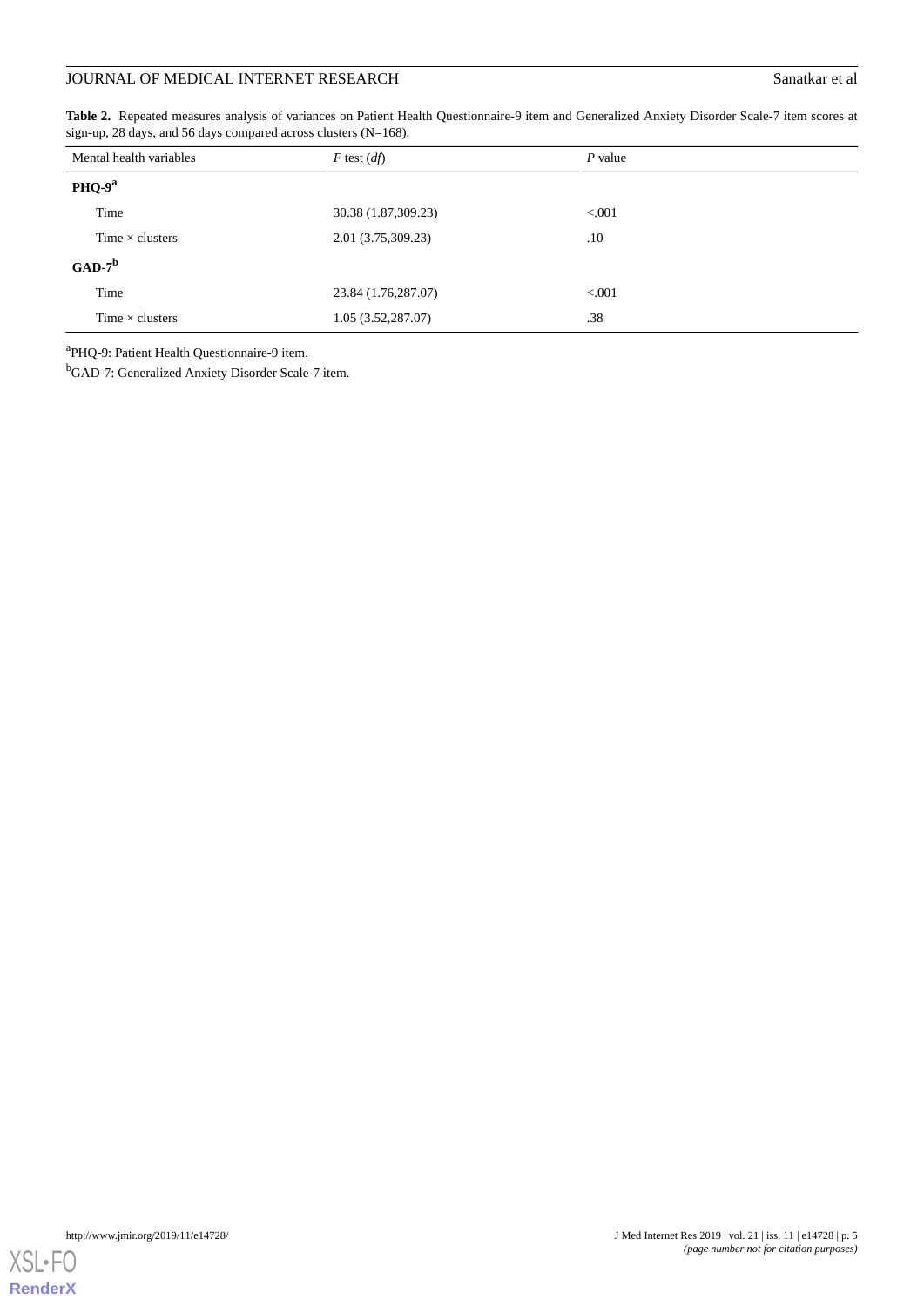**Table 2.** Repeated measures analysis of variances on Patient Health Questionnaire-9 item and Generalized Anxiety Disorder Scale-7 item scores at sign-up, 28 days, and 56 days compared across clusters (N=168).

| Mental health variables | *F* test (*df*) | *P* value |
|---|---|---|
| **PHQ-9**[a] | | |
| Time | 30.38 (1.87,309.23) | <.001 |
| Time × clusters | 2.01 (3.75,309.23) | .10 |
| **GAD-7**[b] | | |
| Time | 23.84 (1.76,287.07) | <.001 |
| Time × clusters | 1.05 (3.52,287.07) | .38 |

[a]PHQ-9: Patient Health Questionnaire-9 item.

[b]GAD-7: Generalized Anxiety Disorder Scale-7 item.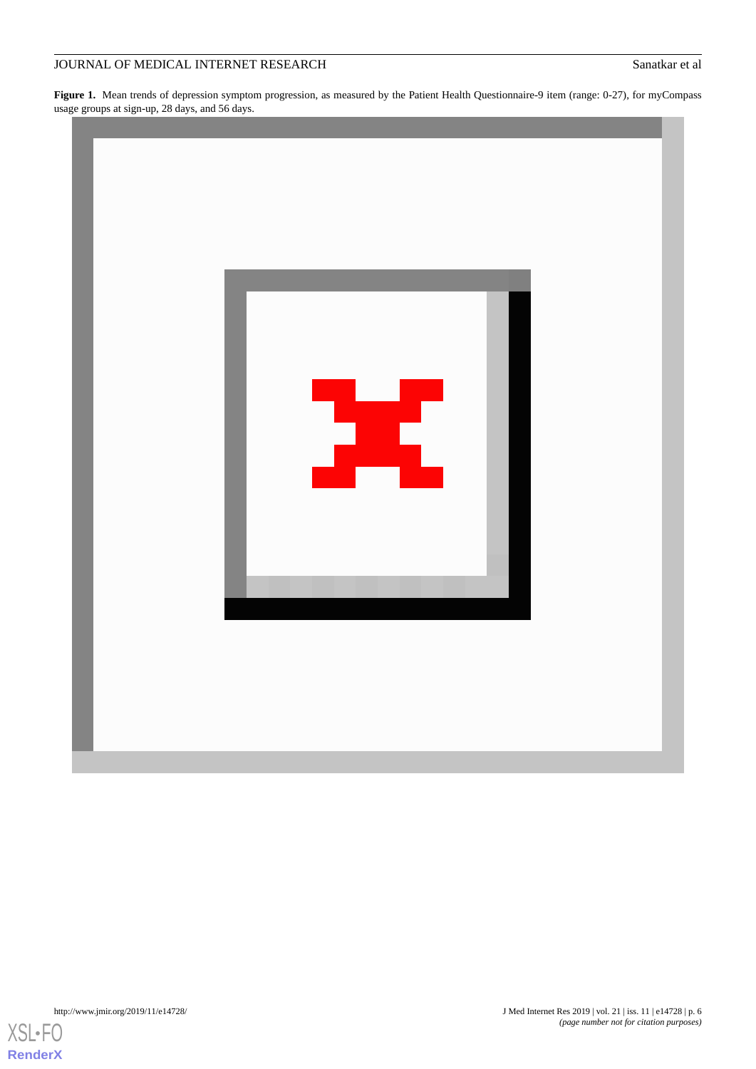**Figure 1.** Mean trends of depression symptom progression, as measured by the Patient Health Questionnaire-9 item (range: 0-27), for myCompass usage groups at sign-up, 28 days, and 56 days.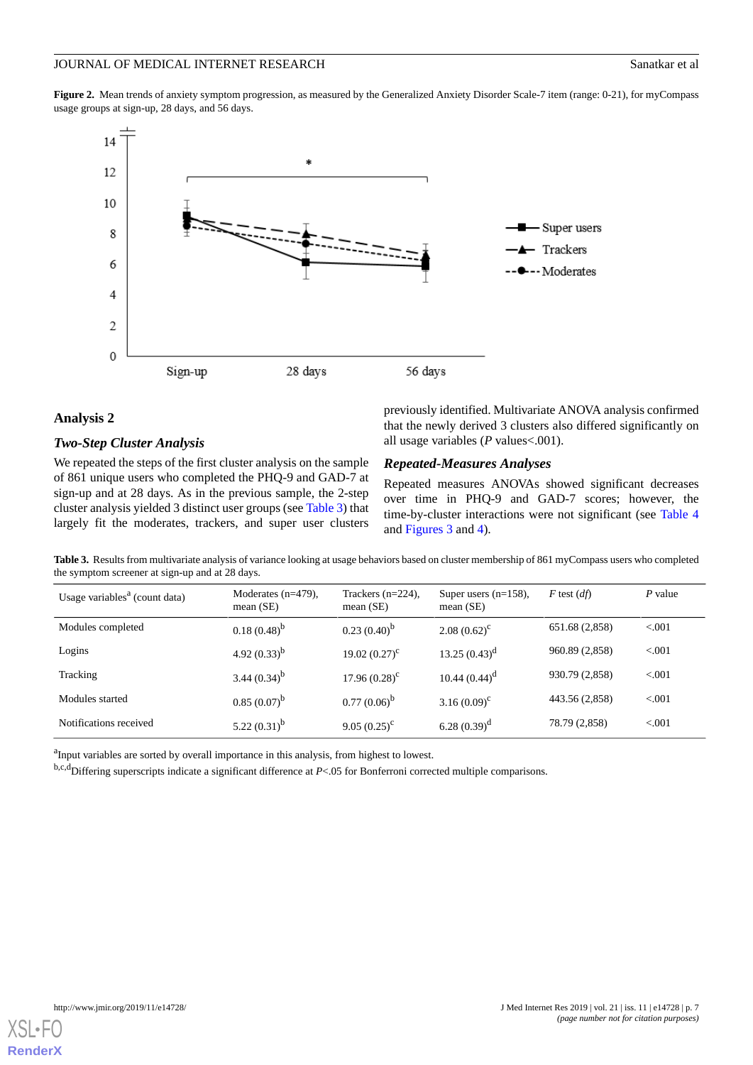**Figure 2.** Mean trends of anxiety symptom progression, as measured by the Generalized Anxiety Disorder Scale-7 item (range: 0-21), for myCompass usage groups at sign-up, 28 days, and 56 days.

## Analysis 2

### Two-Step Cluster Analysis

We repeated the steps of the first cluster analysis on the sample of 861 unique users who completed the PHQ-9 and GAD-7 at sign-up and at 28 days. As in the previous sample, the 2-step cluster analysis yielded 3 distinct user groups (see Table 3) that largely fit the moderates, trackers, and super user clusters previously identified. Multivariate ANOVA analysis confirmed that the newly derived 3 clusters also differed significantly on all usage variables (*P* values<.001).

### Repeated-Measures Analyses

Repeated measures ANOVAs showed significant decreases over time in PHQ-9 and GAD-7 scores; however, the time-by-cluster interactions were not significant (see Table 4 and Figures 3 and 4).

**Table 3.** Results from multivariate analysis of variance looking at usage behaviors based on cluster membership of 861 myCompass users who completed the symptom screener at sign-up and at 28 days.

| Usage variables[a] (count data) | Moderates (n=479), mean (SE) | Trackers (n=224), mean (SE) | Super users (n=158), mean (SE) | *F* test (*df*) | *P* value |
|---|---|---|---|---|---|
| Modules completed | 0.18 (0.48)[b] | 0.23 (0.40)[b] | 2.08 (0.62)[c] | 651.68 (2,858) | <.001 |
| Logins | 4.92 (0.33)[b] | 19.02 (0.27)[c] | 13.25 (0.43)[d] | 960.89 (2,858) | <.001 |
| Tracking | 3.44 (0.34)[b] | 17.96 (0.28)[c] | 10.44 (0.44)[d] | 930.79 (2,858) | <.001 |
| Modules started | 0.85 (0.07)[b] | 0.77 (0.06)[b] | 3.16 (0.09)[c] | 443.56 (2,858) | <.001 |
| Notifications received | 5.22 (0.31)[b] | 9.05 (0.25)[c] | 6.28 (0.39)[d] | 78.79 (2,858) | <.001 |

[a]Input variables are sorted by overall importance in this analysis, from highest to lowest.

[b,c,d]Differing superscripts indicate a significant difference at *P*<.05 for Bonferroni corrected multiple comparisons.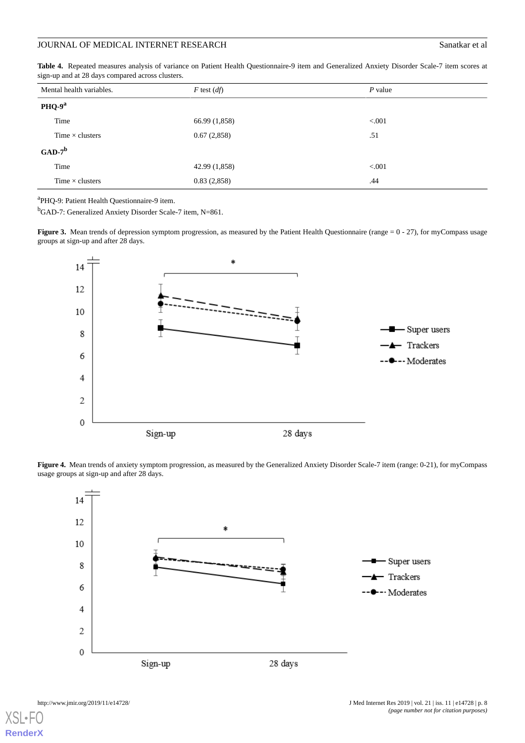**Table 4.** Repeated measures analysis of variance on Patient Health Questionnaire-9 item and Generalized Anxiety Disorder Scale-7 item scores at sign-up and at 28 days compared across clusters.

| Mental health variables. | *F* test (*df*) | *P* value |
|---|---|---|
| **PHQ-9**[a] | | |
| Time | 66.99 (1,858) | <.001 |
| Time × clusters | 0.67 (2,858) | .51 |
| **GAD-7**[b] | | |
| Time | 42.99 (1,858) | <.001 |
| Time × clusters | 0.83 (2,858) | .44 |

[a]PHQ-9: Patient Health Questionnaire-9 item.

[b]GAD-7: Generalized Anxiety Disorder Scale-7 item, N=861.

**Figure 3.** Mean trends of depression symptom progression, as measured by the Patient Health Questionnaire (range = 0 - 27), for myCompass usage groups at sign-up and after 28 days.

**Figure 4.** Mean trends of anxiety symptom progression, as measured by the Generalized Anxiety Disorder Scale-7 item (range: 0-21), for myCompass usage groups at sign-up and after 28 days.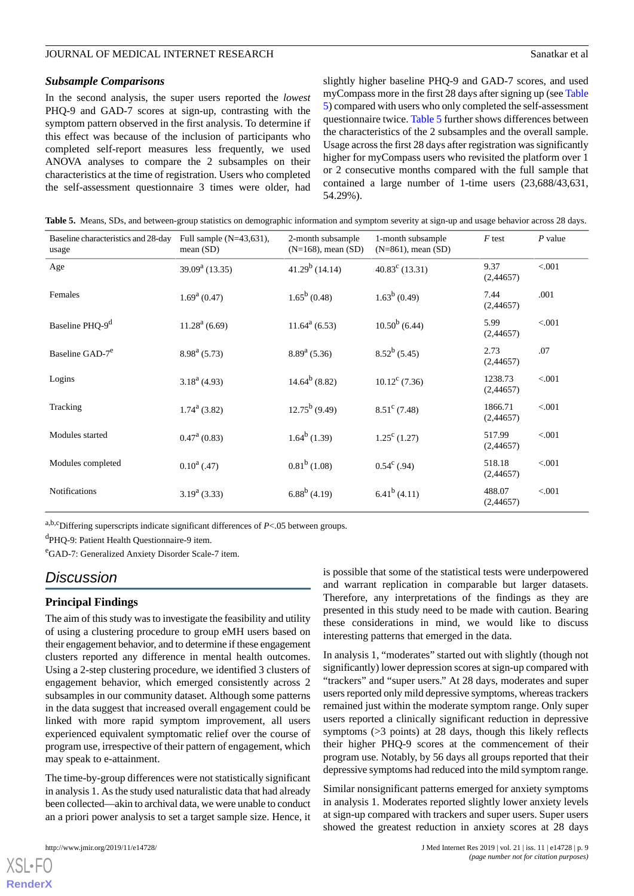### *Subsample Comparisons*

In the second analysis, the super users reported the *lowest* PHQ-9 and GAD-7 scores at sign-up, contrasting with the symptom pattern observed in the first analysis. To determine if this effect was because of the inclusion of participants who completed self-report measures less frequently, we used ANOVA analyses to compare the 2 subsamples on their characteristics at the time of registration. Users who completed the self-assessment questionnaire 3 times were older, had slightly higher baseline PHQ-9 and GAD-7 scores, and used myCompass more in the first 28 days after signing up (see Table 5) compared with users who only completed the self-assessment questionnaire twice. Table 5 further shows differences between the characteristics of the 2 subsamples and the overall sample. Usage across the first 28 days after registration was significantly higher for myCompass users who revisited the platform over 1 or 2 consecutive months compared with the full sample that contained a large number of 1-time users (23,688/43,631, 54.29%).

**Table 5.** Means, SDs, and between-group statistics on demographic information and symptom severity at sign-up and usage behavior across 28 days.

| Baseline characteristics and 28-day usage | Full sample (N=43,631), mean (SD) | 2-month subsample (N=168), mean (SD) | 1-month subsample (N=861), mean (SD) | *F* test | *P* value |
|---|---|---|---|---|---|
| Age | 39.09[a] (13.35) | 41.29[b] (14.14) | 40.83[c] (13.31) | 9.37 (2,44657) | <.001 |
| Females | 1.69[a] (0.47) | 1.65[b] (0.48) | 1.63[b] (0.49) | 7.44 (2,44657) | .001 |
| Baseline PHQ-9[d] | 11.28[a] (6.69) | 11.64[a] (6.53) | 10.50[b] (6.44) | 5.99 (2,44657) | <.001 |
| Baseline GAD-7[e] | 8.98[a] (5.73) | 8.89[a] (5.36) | 8.52[b] (5.45) | 2.73 (2,44657) | .07 |
| Logins | 3.18[a] (4.93) | 14.64[b] (8.82) | 10.12[c] (7.36) | 1238.73 (2,44657) | <.001 |
| Tracking | 1.74[a] (3.82) | 12.75[b] (9.49) | 8.51[c] (7.48) | 1866.71 (2,44657) | <.001 |
| Modules started | 0.47[a] (0.83) | 1.64[b] (1.39) | 1.25[c] (1.27) | 517.99 (2,44657) | <.001 |
| Modules completed | 0.10[a] (.47) | 0.81[b] (1.08) | 0.54[c] (.94) | 518.18 (2,44657) | <.001 |
| Notifications | 3.19[a] (3.33) | 6.88[b] (4.19) | 6.41[b] (4.11) | 488.07 (2,44657) | <.001 |

[a,b,c]Differing superscripts indicate significant differences of $P<.05$ between groups.

[d]PHQ-9: Patient Health Questionnaire-9 item.

[e]GAD-7: Generalized Anxiety Disorder Scale-7 item.

## Discussion

### Principal Findings

The aim of this study was to investigate the feasibility and utility of using a clustering procedure to group eMH users based on their engagement behavior, and to determine if these engagement clusters reported any difference in mental health outcomes. Using a 2-step clustering procedure, we identified 3 clusters of engagement behavior, which emerged consistently across 2 subsamples in our community dataset. Although some patterns in the data suggest that increased overall engagement could be linked with more rapid symptom improvement, all users experienced equivalent symptomatic relief over the course of program use, irrespective of their pattern of engagement, which may speak to e-attainment.

The time-by-group differences were not statistically significant in analysis 1. As the study used naturalistic data that had already been collected—akin to archival data, we were unable to conduct an a priori power analysis to set a target sample size. Hence, it is possible that some of the statistical tests were underpowered and warrant replication in comparable but larger datasets. Therefore, any interpretations of the findings as they are presented in this study need to be made with caution. Bearing these considerations in mind, we would like to discuss interesting patterns that emerged in the data.

In analysis 1, "moderates" started out with slightly (though not significantly) lower depression scores at sign-up compared with "trackers" and "super users." At 28 days, moderates and super users reported only mild depressive symptoms, whereas trackers remained just within the moderate symptom range. Only super users reported a clinically significant reduction in depressive symptoms (>3 points) at 28 days, though this likely reflects their higher PHQ-9 scores at the commencement of their program use. Notably, by 56 days all groups reported that their depressive symptoms had reduced into the mild symptom range.

Similar nonsignificant patterns emerged for anxiety symptoms in analysis 1. Moderates reported slightly lower anxiety levels at sign-up compared with trackers and super users. Super users showed the greatest reduction in anxiety scores at 28 days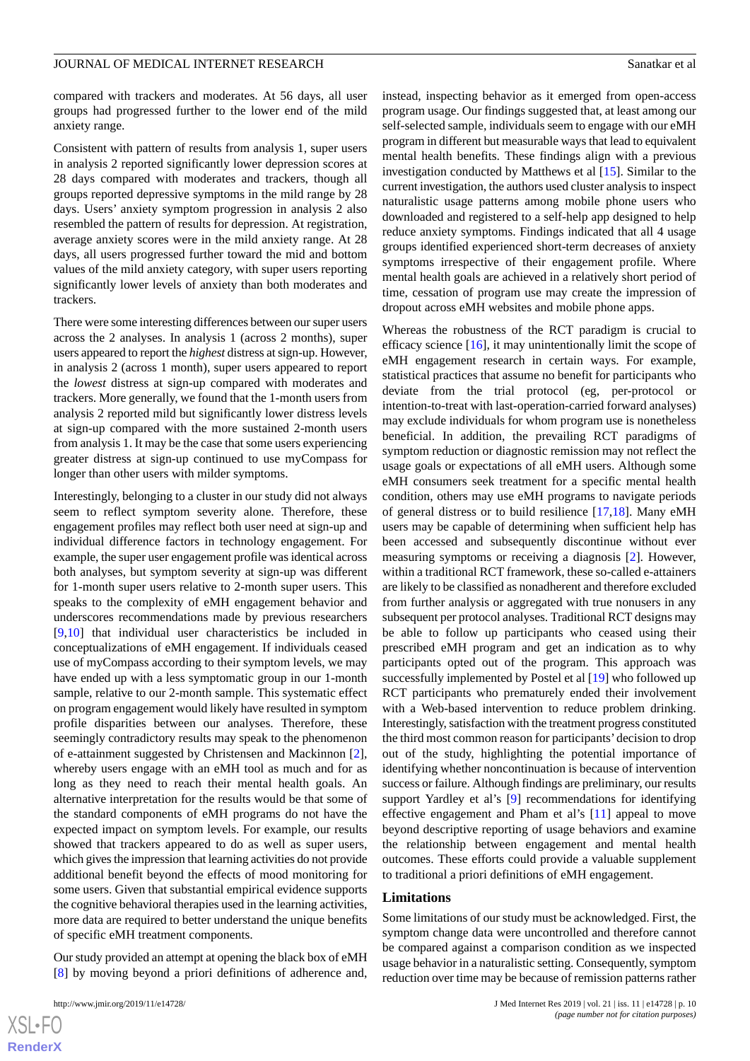compared with trackers and moderates. At 56 days, all user groups had progressed further to the lower end of the mild anxiety range.

Consistent with pattern of results from analysis 1, super users in analysis 2 reported significantly lower depression scores at 28 days compared with moderates and trackers, though all groups reported depressive symptoms in the mild range by 28 days. Users' anxiety symptom progression in analysis 2 also resembled the pattern of results for depression. At registration, average anxiety scores were in the mild anxiety range. At 28 days, all users progressed further toward the mid and bottom values of the mild anxiety category, with super users reporting significantly lower levels of anxiety than both moderates and trackers.

There were some interesting differences between our super users across the 2 analyses. In analysis 1 (across 2 months), super users appeared to report the *highest* distress at sign-up. However, in analysis 2 (across 1 month), super users appeared to report the *lowest* distress at sign-up compared with moderates and trackers. More generally, we found that the 1-month users from analysis 2 reported mild but significantly lower distress levels at sign-up compared with the more sustained 2-month users from analysis 1. It may be the case that some users experiencing greater distress at sign-up continued to use myCompass for longer than other users with milder symptoms.

Interestingly, belonging to a cluster in our study did not always seem to reflect symptom severity alone. Therefore, these engagement profiles may reflect both user need at sign-up and individual difference factors in technology engagement. For example, the super user engagement profile was identical across both analyses, but symptom severity at sign-up was different for 1-month super users relative to 2-month super users. This speaks to the complexity of eMH engagement behavior and underscores recommendations made by previous researchers [9,10] that individual user characteristics be included in conceptualizations of eMH engagement. If individuals ceased use of myCompass according to their symptom levels, we may have ended up with a less symptomatic group in our 1-month sample, relative to our 2-month sample. This systematic effect on program engagement would likely have resulted in symptom profile disparities between our analyses. Therefore, these seemingly contradictory results may speak to the phenomenon of e-attainment suggested by Christensen and Mackinnon [2], whereby users engage with an eMH tool as much and for as long as they need to reach their mental health goals. An alternative interpretation for the results would be that some of the standard components of eMH programs do not have the expected impact on symptom levels. For example, our results showed that trackers appeared to do as well as super users, which gives the impression that learning activities do not provide additional benefit beyond the effects of mood monitoring for some users. Given that substantial empirical evidence supports the cognitive behavioral therapies used in the learning activities, more data are required to better understand the unique benefits of specific eMH treatment components.

Our study provided an attempt at opening the black box of eMH [8] by moving beyond a priori definitions of adherence and, instead, inspecting behavior as it emerged from open-access program usage. Our findings suggested that, at least among our self-selected sample, individuals seem to engage with our eMH program in different but measurable ways that lead to equivalent mental health benefits. These findings align with a previous investigation conducted by Matthews et al [15]. Similar to the current investigation, the authors used cluster analysis to inspect naturalistic usage patterns among mobile phone users who downloaded and registered to a self-help app designed to help reduce anxiety symptoms. Findings indicated that all 4 usage groups identified experienced short-term decreases of anxiety symptoms irrespective of their engagement profile. Where mental health goals are achieved in a relatively short period of time, cessation of program use may create the impression of dropout across eMH websites and mobile phone apps.

Whereas the robustness of the RCT paradigm is crucial to efficacy science [16], it may unintentionally limit the scope of eMH engagement research in certain ways. For example, statistical practices that assume no benefit for participants who deviate from the trial protocol (eg, per-protocol or intention-to-treat with last-operation-carried forward analyses) may exclude individuals for whom program use is nonetheless beneficial. In addition, the prevailing RCT paradigms of symptom reduction or diagnostic remission may not reflect the usage goals or expectations of all eMH users. Although some eMH consumers seek treatment for a specific mental health condition, others may use eMH programs to navigate periods of general distress or to build resilience [17,18]. Many eMH users may be capable of determining when sufficient help has been accessed and subsequently discontinue without ever measuring symptoms or receiving a diagnosis [2]. However, within a traditional RCT framework, these so-called e-attainers are likely to be classified as nonadherent and therefore excluded from further analysis or aggregated with true nonusers in any subsequent per protocol analyses. Traditional RCT designs may be able to follow up participants who ceased using their prescribed eMH program and get an indication as to why participants opted out of the program. This approach was successfully implemented by Postel et al [19] who followed up RCT participants who prematurely ended their involvement with a Web-based intervention to reduce problem drinking. Interestingly, satisfaction with the treatment progress constituted the third most common reason for participants' decision to drop out of the study, highlighting the potential importance of identifying whether noncontinuation is because of intervention success or failure. Although findings are preliminary, our results support Yardley et al's [9] recommendations for identifying effective engagement and Pham et al's [11] appeal to move beyond descriptive reporting of usage behaviors and examine the relationship between engagement and mental health outcomes. These efforts could provide a valuable supplement to traditional a priori definitions of eMH engagement.

## Limitations

Some limitations of our study must be acknowledged. First, the symptom change data were uncontrolled and therefore cannot be compared against a comparison condition as we inspected usage behavior in a naturalistic setting. Consequently, symptom reduction over time may be because of remission patterns rather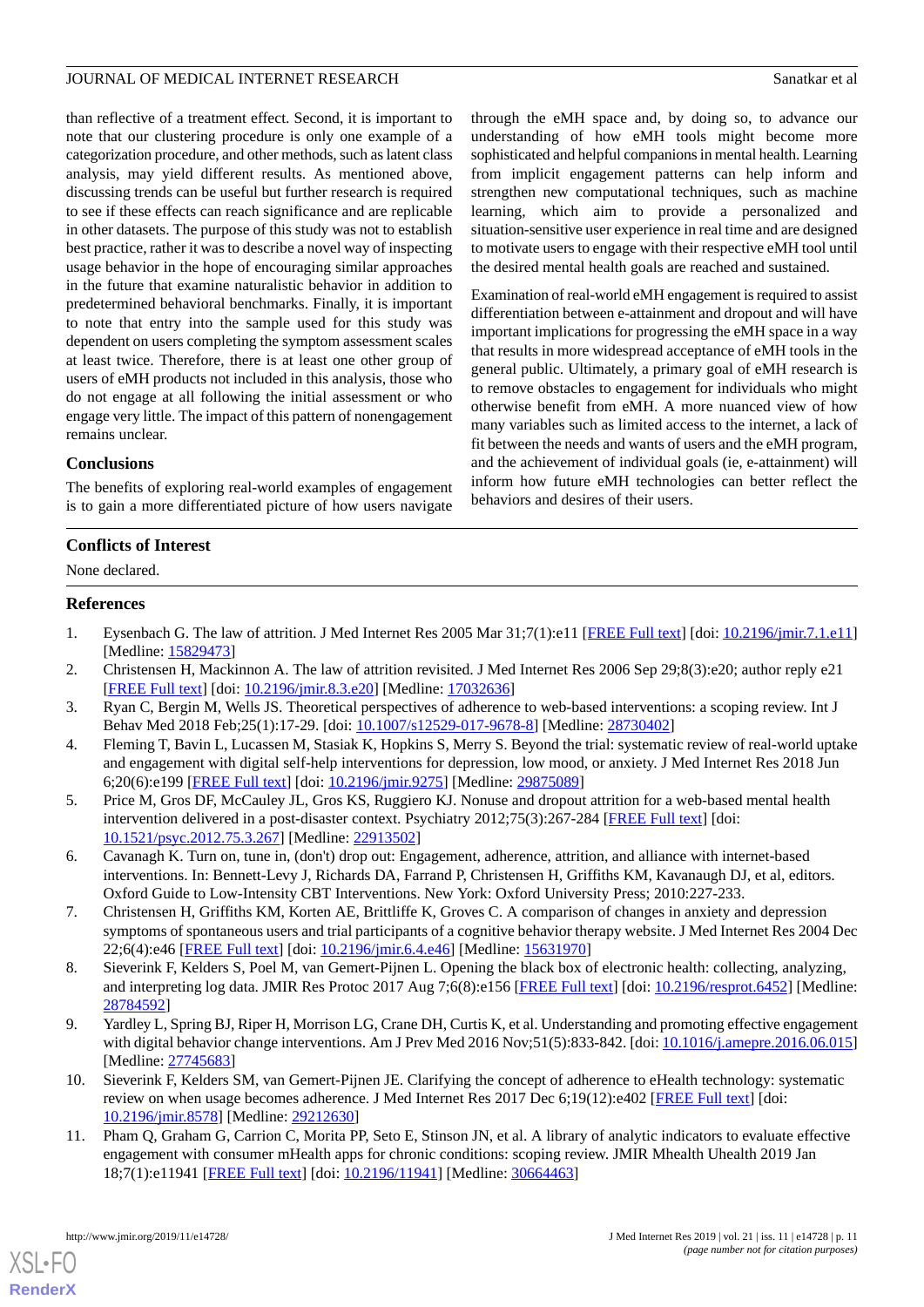than reflective of a treatment effect. Second, it is important to note that our clustering procedure is only one example of a categorization procedure, and other methods, such as latent class analysis, may yield different results. As mentioned above, discussing trends can be useful but further research is required to see if these effects can reach significance and are replicable in other datasets. The purpose of this study was not to establish best practice, rather it was to describe a novel way of inspecting usage behavior in the hope of encouraging similar approaches in the future that examine naturalistic behavior in addition to predetermined behavioral benchmarks. Finally, it is important to note that entry into the sample used for this study was dependent on users completing the symptom assessment scales at least twice. Therefore, there is at least one other group of users of eMH products not included in this analysis, those who do not engage at all following the initial assessment or who engage very little. The impact of this pattern of nonengagement remains unclear.

### Conclusions

The benefits of exploring real-world examples of engagement is to gain a more differentiated picture of how users navigate through the eMH space and, by doing so, to advance our understanding of how eMH tools might become more sophisticated and helpful companions in mental health. Learning from implicit engagement patterns can help inform and strengthen new computational techniques, such as machine learning, which aim to provide a personalized and situation-sensitive user experience in real time and are designed to motivate users to engage with their respective eMH tool until the desired mental health goals are reached and sustained.

Examination of real-world eMH engagement is required to assist differentiation between e-attainment and dropout and will have important implications for progressing the eMH space in a way that results in more widespread acceptance of eMH tools in the general public. Ultimately, a primary goal of eMH research is to remove obstacles to engagement for individuals who might otherwise benefit from eMH. A more nuanced view of how many variables such as limited access to the internet, a lack of fit between the needs and wants of users and the eMH program, and the achievement of individual goals (ie, e-attainment) will inform how future eMH technologies can better reflect the behaviors and desires of their users.

## Conflicts of Interest

None declared.

## References

1. Eysenbach G. The law of attrition. J Med Internet Res 2005 Mar 31;7(1):e11 [FREE Full text] [doi: 10.2196/jmir.7.1.e11] [Medline: 15829473]
2. Christensen H, Mackinnon A. The law of attrition revisited. J Med Internet Res 2006 Sep 29;8(3):e20; author reply e21 [FREE Full text] [doi: 10.2196/jmir.8.3.e20] [Medline: 17032636]
3. Ryan C, Bergin M, Wells JS. Theoretical perspectives of adherence to web-based interventions: a scoping review. Int J Behav Med 2018 Feb;25(1):17-29. [doi: 10.1007/s12529-017-9678-8] [Medline: 28730402]
4. Fleming T, Bavin L, Lucassen M, Stasiak K, Hopkins S, Merry S. Beyond the trial: systematic review of real-world uptake and engagement with digital self-help interventions for depression, low mood, or anxiety. J Med Internet Res 2018 Jun 6;20(6):e199 [FREE Full text] [doi: 10.2196/jmir.9275] [Medline: 29875089]
5. Price M, Gros DF, McCauley JL, Gros KS, Ruggiero KJ. Nonuse and dropout attrition for a web-based mental health intervention delivered in a post-disaster context. Psychiatry 2012;75(3):267-284 [FREE Full text] [doi: 10.1521/psyc.2012.75.3.267] [Medline: 22913502]
6. Cavanagh K. Turn on, tune in, (don't) drop out: Engagement, adherence, attrition, and alliance with internet-based interventions. In: Bennett-Levy J, Richards DA, Farrand P, Christensen H, Griffiths KM, Kavanaugh DJ, et al, editors. Oxford Guide to Low-Intensity CBT Interventions. New York: Oxford University Press; 2010:227-233.
7. Christensen H, Griffiths KM, Korten AE, Brittliffe K, Groves C. A comparison of changes in anxiety and depression symptoms of spontaneous users and trial participants of a cognitive behavior therapy website. J Med Internet Res 2004 Dec 22;6(4):e46 [FREE Full text] [doi: 10.2196/jmir.6.4.e46] [Medline: 15631970]
8. Sieverink F, Kelders S, Poel M, van Gemert-Pijnen L. Opening the black box of electronic health: collecting, analyzing, and interpreting log data. JMIR Res Protoc 2017 Aug 7;6(8):e156 [FREE Full text] [doi: 10.2196/resprot.6452] [Medline: 28784592]
9. Yardley L, Spring BJ, Riper H, Morrison LG, Crane DH, Curtis K, et al. Understanding and promoting effective engagement with digital behavior change interventions. Am J Prev Med 2016 Nov;51(5):833-842. [doi: 10.1016/j.amepre.2016.06.015] [Medline: 27745683]
10. Sieverink F, Kelders SM, van Gemert-Pijnen JE. Clarifying the concept of adherence to eHealth technology: systematic review on when usage becomes adherence. J Med Internet Res 2017 Dec 6;19(12):e402 [FREE Full text] [doi: 10.2196/jmir.8578] [Medline: 29212630]
11. Pham Q, Graham G, Carrion C, Morita PP, Seto E, Stinson JN, et al. A library of analytic indicators to evaluate effective engagement with consumer mHealth apps for chronic conditions: scoping review. JMIR Mhealth Uhealth 2019 Jan 18;7(1):e11941 [FREE Full text] [doi: 10.2196/11941] [Medline: 30664463]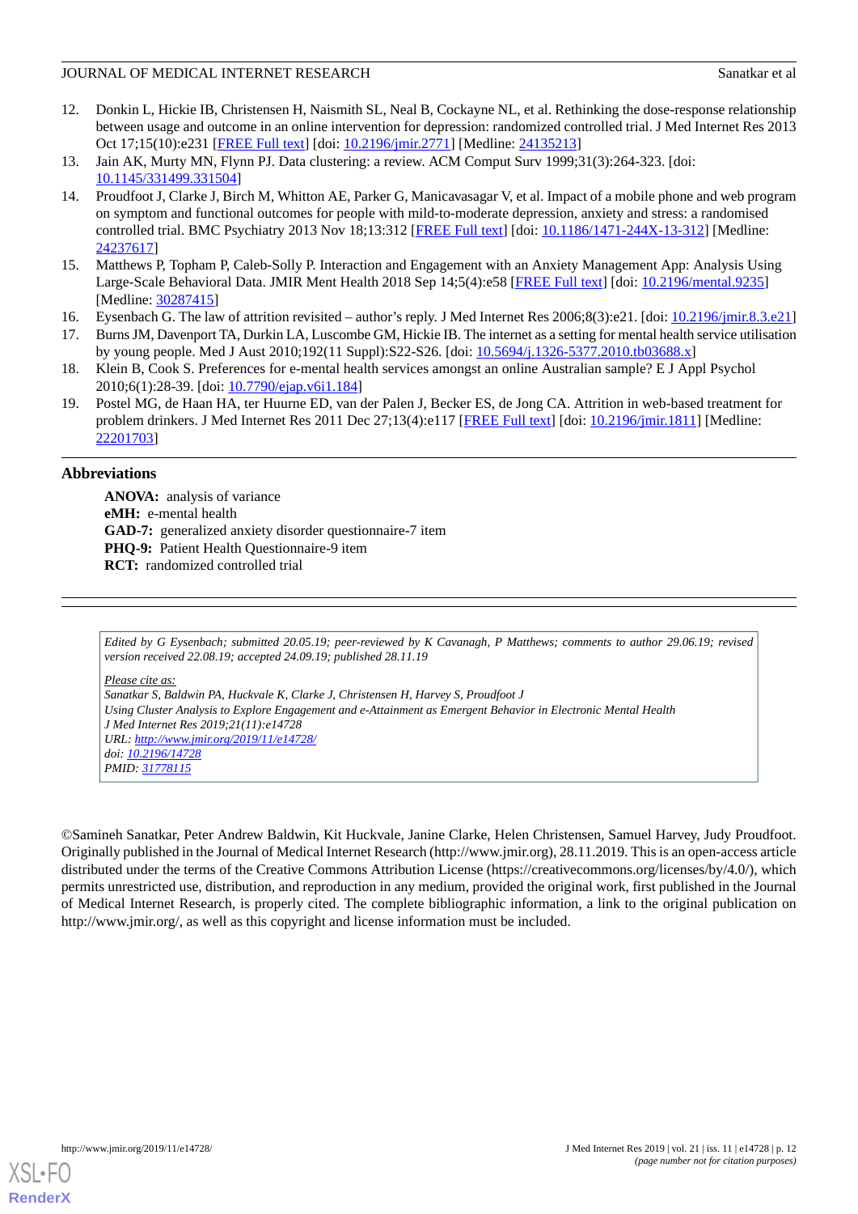12. Donkin L, Hickie IB, Christensen H, Naismith SL, Neal B, Cockayne NL, et al. Rethinking the dose-response relationship between usage and outcome in an online intervention for depression: randomized controlled trial. J Med Internet Res 2013 Oct 17;15(10):e231 [FREE Full text] [doi: 10.2196/jmir.2771] [Medline: 24135213]
13. Jain AK, Murty MN, Flynn PJ. Data clustering: a review. ACM Comput Surv 1999;31(3):264-323. [doi: 10.1145/331499.331504]
14. Proudfoot J, Clarke J, Birch M, Whitton AE, Parker G, Manicavasagar V, et al. Impact of a mobile phone and web program on symptom and functional outcomes for people with mild-to-moderate depression, anxiety and stress: a randomised controlled trial. BMC Psychiatry 2013 Nov 18;13:312 [FREE Full text] [doi: 10.1186/1471-244X-13-312] [Medline: 24237617]
15. Matthews P, Topham P, Caleb-Solly P. Interaction and Engagement with an Anxiety Management App: Analysis Using Large-Scale Behavioral Data. JMIR Ment Health 2018 Sep 14;5(4):e58 [FREE Full text] [doi: 10.2196/mental.9235] [Medline: 30287415]
16. Eysenbach G. The law of attrition revisited – author's reply. J Med Internet Res 2006;8(3):e21. [doi: 10.2196/jmir.8.3.e21]
17. Burns JM, Davenport TA, Durkin LA, Luscombe GM, Hickie IB. The internet as a setting for mental health service utilisation by young people. Med J Aust 2010;192(11 Suppl):S22-S26. [doi: 10.5694/j.1326-5377.2010.tb03688.x]
18. Klein B, Cook S. Preferences for e-mental health services amongst an online Australian sample? E J Appl Psychol 2010;6(1):28-39. [doi: 10.7790/ejap.v6i1.184]
19. Postel MG, de Haan HA, ter Huurne ED, van der Palen J, Becker ES, de Jong CA. Attrition in web-based treatment for problem drinkers. J Med Internet Res 2011 Dec 27;13(4):e117 [FREE Full text] [doi: 10.2196/jmir.1811] [Medline: 22201703]

## Abbreviations

**ANOVA:** analysis of variance
**eMH:** e-mental health
**GAD-7:** generalized anxiety disorder questionnaire-7 item
**PHQ-9:** Patient Health Questionnaire-9 item
**RCT:** randomized controlled trial

*Edited by G Eysenbach; submitted 20.05.19; peer-reviewed by K Cavanagh, P Matthews; comments to author 29.06.19; revised version received 22.08.19; accepted 24.09.19; published 28.11.19*

*Please cite as:*
*Sanatkar S, Baldwin PA, Huckvale K, Clarke J, Christensen H, Harvey S, Proudfoot J*
*Using Cluster Analysis to Explore Engagement and e-Attainment as Emergent Behavior in Electronic Mental Health*
*J Med Internet Res 2019;21(11):e14728*
*URL: http://www.jmir.org/2019/11/e14728/*
*doi: 10.2196/14728*
*PMID: 31778115*

©Samineh Sanatkar, Peter Andrew Baldwin, Kit Huckvale, Janine Clarke, Helen Christensen, Samuel Harvey, Judy Proudfoot. Originally published in the Journal of Medical Internet Research (http://www.jmir.org), 28.11.2019. This is an open-access article distributed under the terms of the Creative Commons Attribution License (https://creativecommons.org/licenses/by/4.0/), which permits unrestricted use, distribution, and reproduction in any medium, provided the original work, first published in the Journal of Medical Internet Research, is properly cited. The complete bibliographic information, a link to the original publication on http://www.jmir.org/, as well as this copyright and license information must be included.